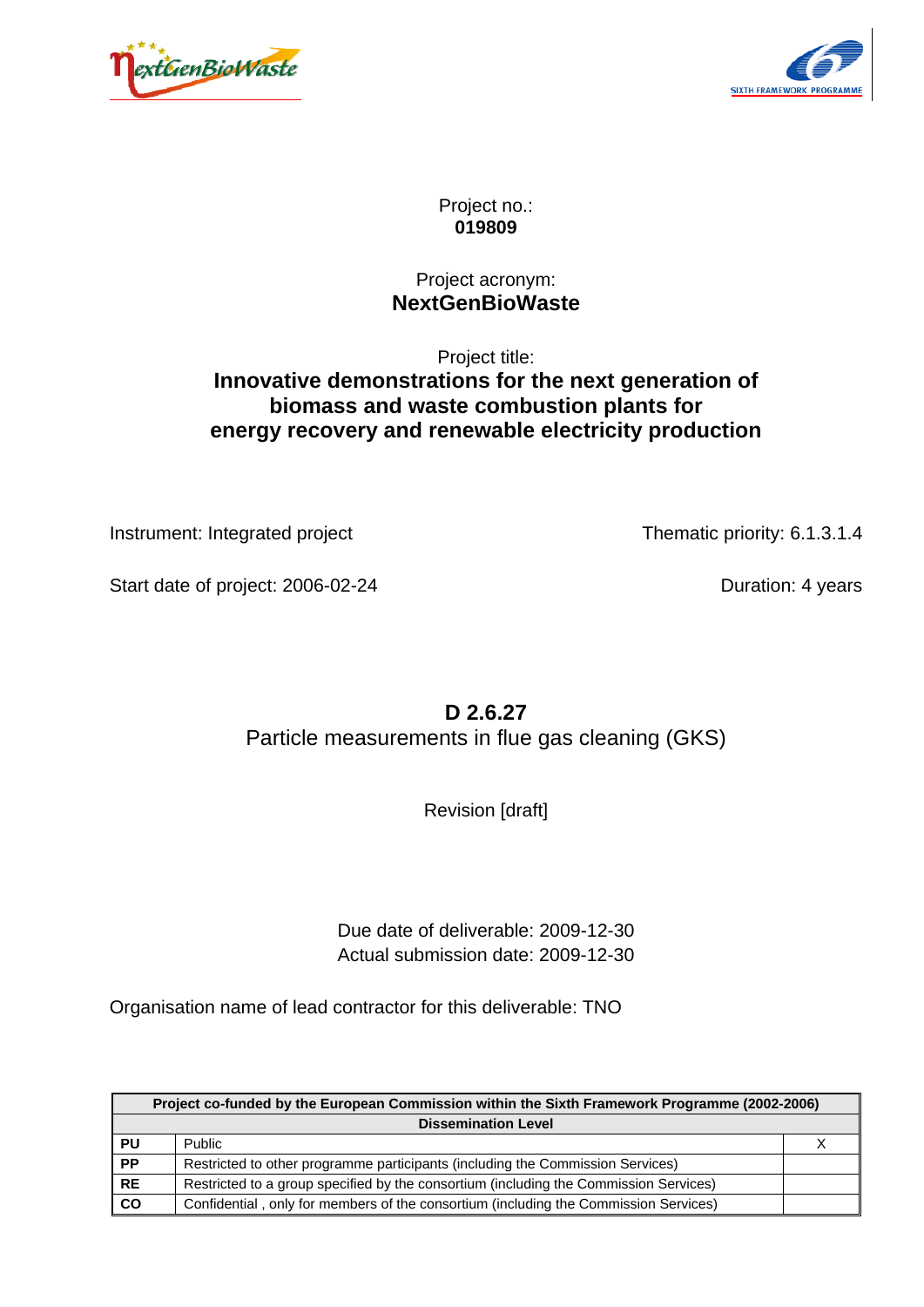Project no.:
**019809**

Project acronym:
**NextGenBioWaste**

Project title:
**Innovative demonstrations for the next generation of biomass and waste combustion plants for energy recovery and renewable electricity production**

Instrument: Integrated project

Thematic priority: 6.1.3.1.4

Start date of project: 2006-02-24

Duration: 4 years

# D 2.6.27

Particle measurements in flue gas cleaning (GKS)

Revision [draft]

Due date of deliverable: 2009-12-30
Actual submission date: 2009-12-30

Organisation name of lead contractor for this deliverable: TNO

| Project co-funded by the European Commission within the Sixth Framework Programme (2002-2006) | | |
|---|---|---|
| **Dissemination Level** | | |
| **PU** | Public | X |
| **PP** | Restricted to other programme participants (including the Commission Services) | |
| **RE** | Restricted to a group specified by the consortium (including the Commission Services) | |
| **CO** | Confidential , only for members of the consortium (including the Commission Services) | |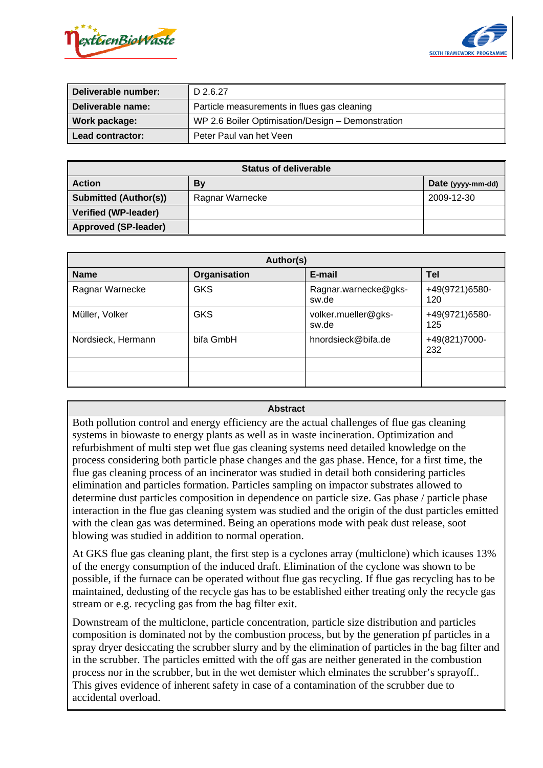| Deliverable number: | D 2.6.27 |
| --- | --- |
| Deliverable name: | Particle measurements in flues gas cleaning |
| Work package: | WP 2.6 Boiler Optimisation/Design – Demonstration |
| Lead contractor: | Peter Paul van het Veen |

| Status of deliverable | | |
| --- | --- | --- |
| **Action** | **By** | **Date** (yyyy-mm-dd) |
| **Submitted (Author(s))** | Ragnar Warnecke | 2009-12-30 |
| **Verified (WP-leader)** | | |
| **Approved (SP-leader)** | | |

| Author(s) | | | |
| --- | --- | --- | --- |
| **Name** | **Organisation** | **E-mail** | **Tel** |
| Ragnar Warnecke | GKS | Ragnar.warnecke@gks-sw.de | +49(9721)6580-120 |
| Müller, Volker | GKS | volker.mueller@gks-sw.de | +49(9721)6580-125 |
| Nordsieck, Hermann | bifa GmbH | hnordsieck@bifa.de | +49(821)7000-232 |
| | | | |
| | | | |

**Abstract**

Both pollution control and energy efficiency are the actual challenges of flue gas cleaning systems in biowaste to energy plants as well as in waste incineration. Optimization and refurbishment of multi step wet flue gas cleaning systems need detailed knowledge on the process considering both particle phase changes and the gas phase. Hence, for a first time, the flue gas cleaning process of an incinerator was studied in detail both considering particles elimination and particles formation. Particles sampling on impactor substrates allowed to determine dust particles composition in dependence on particle size. Gas phase / particle phase interaction in the flue gas cleaning system was studied and the origin of the dust particles emitted with the clean gas was determined. Being an operations mode with peak dust release, soot blowing was studied in addition to normal operation.

At GKS flue gas cleaning plant, the first step is a cyclones array (multiclone) which icauses 13% of the energy consumption of the induced draft. Elimination of the cyclone was shown to be possible, if the furnace can be operated without flue gas recycling. If flue gas recycling has to be maintained, dedusting of the recycle gas has to be established either treating only the recycle gas stream or e.g. recycling gas from the bag filter exit.

Downstream of the multiclone, particle concentration, particle size distribution and particles composition is dominated not by the combustion process, but by the generation pf particles in a spray dryer desiccating the scrubber slurry and by the elimination of particles in the bag filter and in the scrubber. The particles emitted with the off gas are neither generated in the combustion process nor in the scrubber, but in the wet demister which elminates the scrubber's sprayoff.. This gives evidence of inherent safety in case of a contamination of the scrubber due to accidental overload.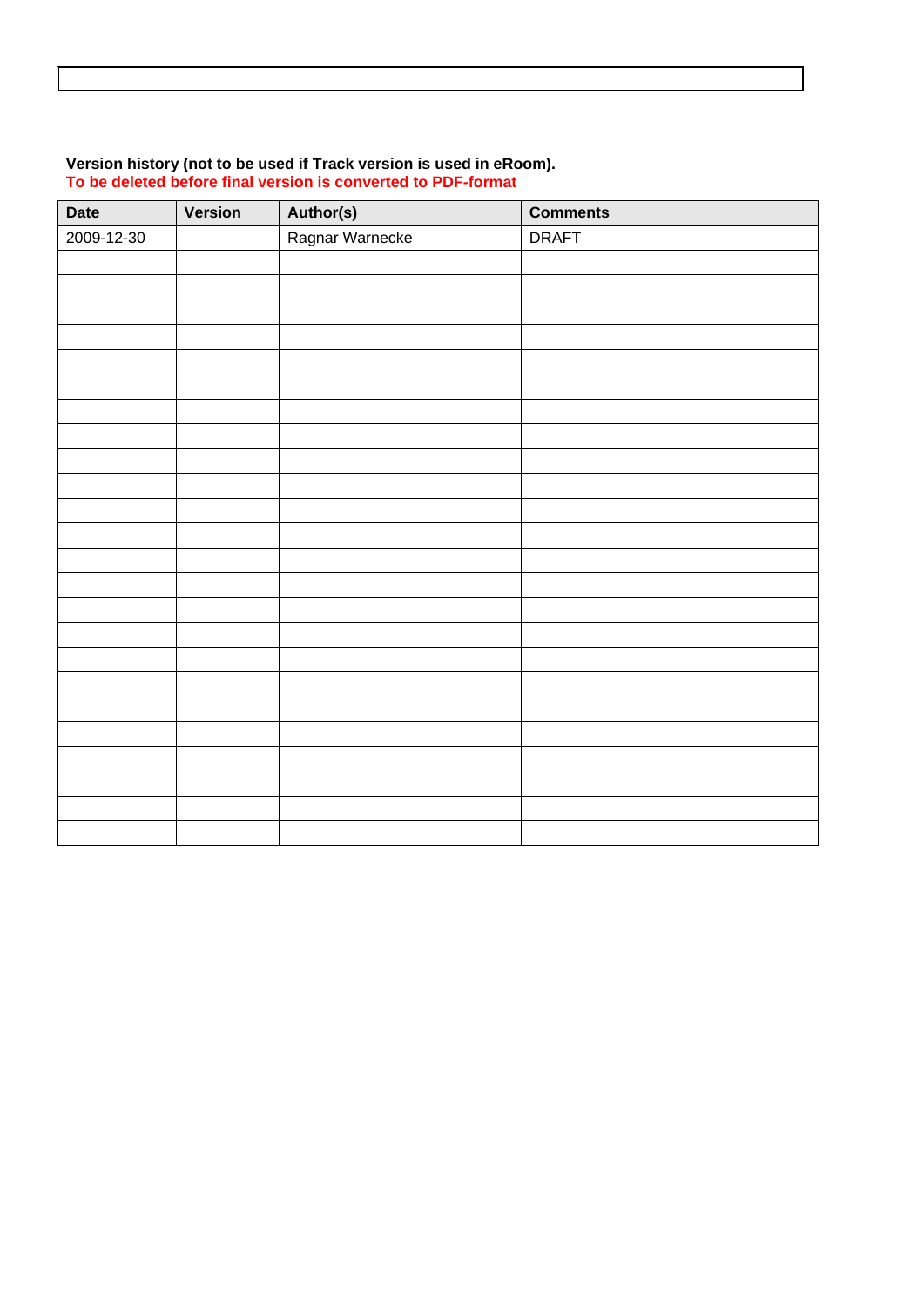**Version history (not to be used if Track version is used in eRoom).**
**To be deleted before final version is converted to PDF-format**

| Date | Version | Author(s) | Comments |
|---|---|---|---|
| 2009-12-30 | | Ragnar Warnecke | DRAFT |
| | | | |
| | | | |
| | | | |
| | | | |
| | | | |
| | | | |
| | | | |
| | | | |
| | | | |
| | | | |
| | | | |
| | | | |
| | | | |
| | | | |
| | | | |
| | | | |
| | | | |
| | | | |
| | | | |
| | | | |
| | | | |
| | | | |
| | | | |
| | | | |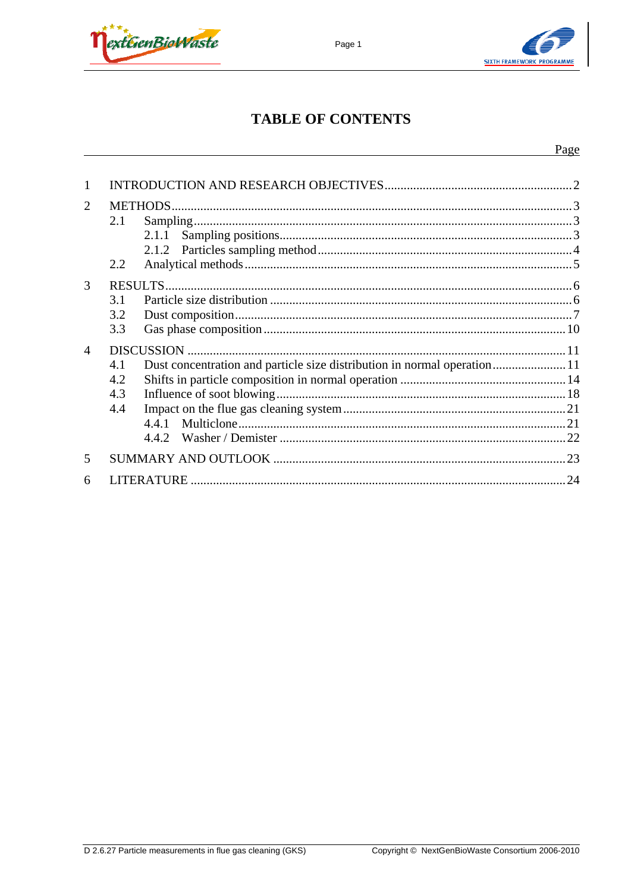# TABLE OF CONTENTS

| | | Page |
|---|---|---|
| 1 | INTRODUCTION AND RESEARCH OBJECTIVES | 2 |
| 2 | METHODS | 3 |
| | 2.1 Sampling | 3 |
| | 2.1.1 Sampling positions | 3 |
| | 2.1.2 Particles sampling method | 4 |
| | 2.2 Analytical methods | 5 |
| 3 | RESULTS | 6 |
| | 3.1 Particle size distribution | 6 |
| | 3.2 Dust composition | 7 |
| | 3.3 Gas phase composition | 10 |
| 4 | DISCUSSION | 11 |
| | 4.1 Dust concentration and particle size distribution in normal operation | 11 |
| | 4.2 Shifts in particle composition in normal operation | 14 |
| | 4.3 Influence of soot blowing | 18 |
| | 4.4 Impact on the flue gas cleaning system | 21 |
| | 4.4.1 Multiclone | 21 |
| | 4.4.2 Washer / Demister | 22 |
| 5 | SUMMARY AND OUTLOOK | 23 |
| 6 | LITERATURE | 24 |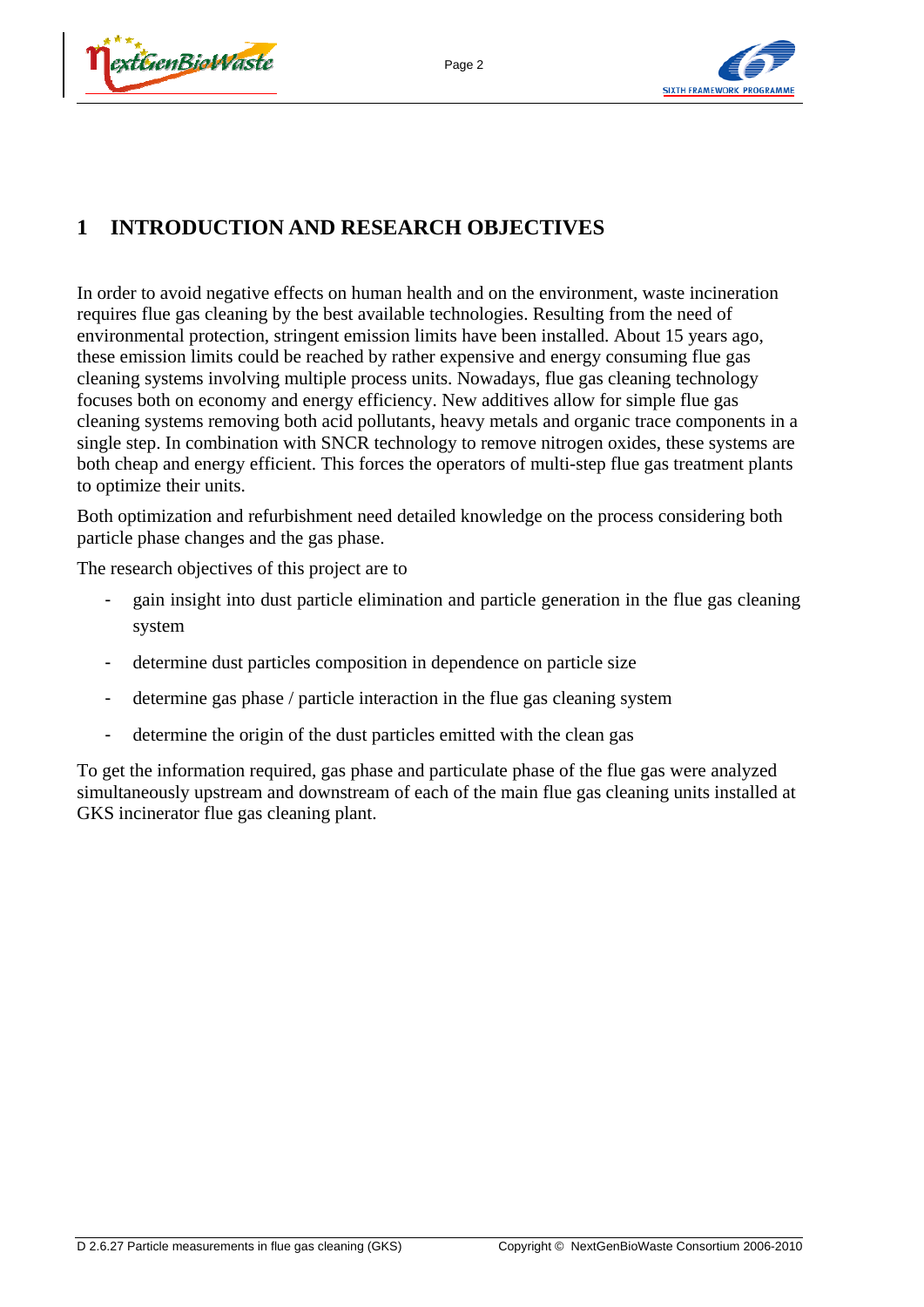# 1 INTRODUCTION AND RESEARCH OBJECTIVES

In order to avoid negative effects on human health and on the environment, waste incineration requires flue gas cleaning by the best available technologies. Resulting from the need of environmental protection, stringent emission limits have been installed. About 15 years ago, these emission limits could be reached by rather expensive and energy consuming flue gas cleaning systems involving multiple process units. Nowadays, flue gas cleaning technology focuses both on economy and energy efficiency. New additives allow for simple flue gas cleaning systems removing both acid pollutants, heavy metals and organic trace components in a single step. In combination with SNCR technology to remove nitrogen oxides, these systems are both cheap and energy efficient. This forces the operators of multi-step flue gas treatment plants to optimize their units.

Both optimization and refurbishment need detailed knowledge on the process considering both particle phase changes and the gas phase.

The research objectives of this project are to

- gain insight into dust particle elimination and particle generation in the flue gas cleaning system
- determine dust particles composition in dependence on particle size
- determine gas phase / particle interaction in the flue gas cleaning system
- determine the origin of the dust particles emitted with the clean gas

To get the information required, gas phase and particulate phase of the flue gas were analyzed simultaneously upstream and downstream of each of the main flue gas cleaning units installed at GKS incinerator flue gas cleaning plant.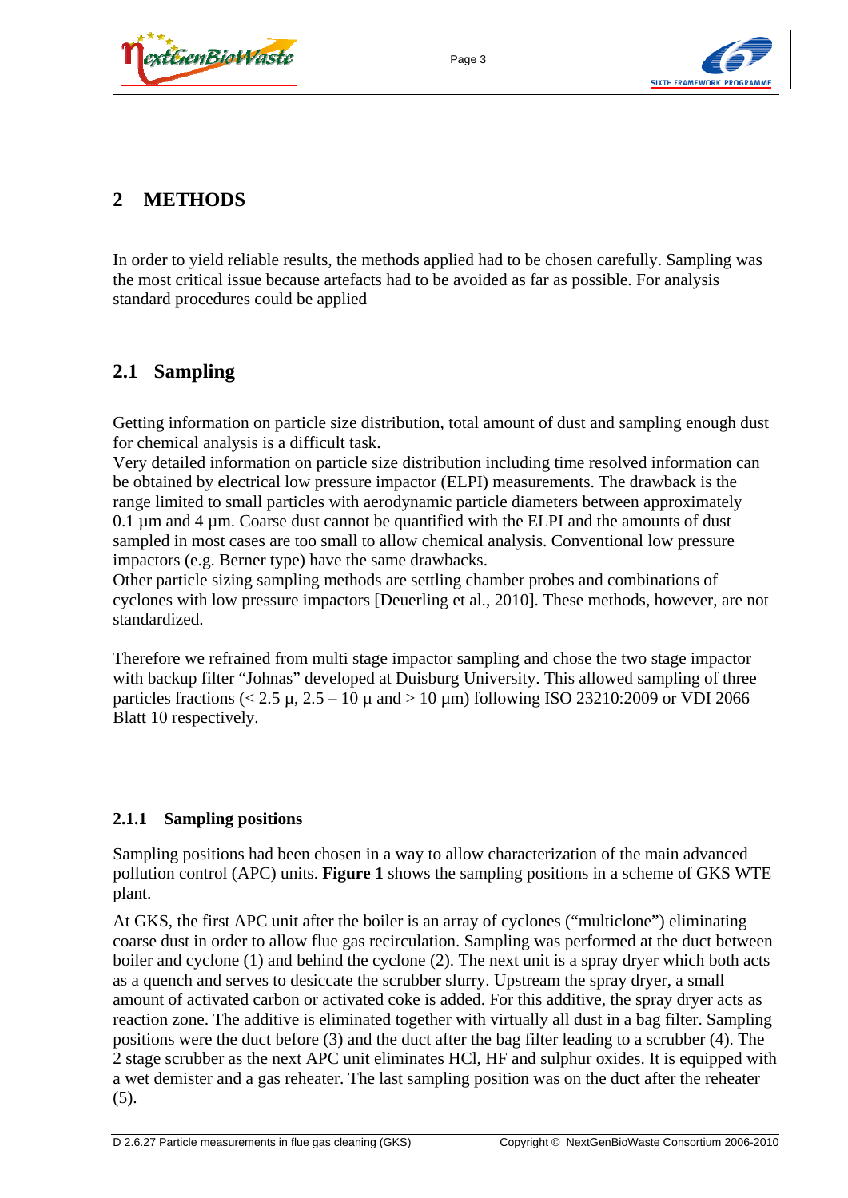## 2 METHODS

In order to yield reliable results, the methods applied had to be chosen carefully. Sampling was the most critical issue because artefacts had to be avoided as far as possible. For analysis standard procedures could be applied

### 2.1 Sampling

Getting information on particle size distribution, total amount of dust and sampling enough dust for chemical analysis is a difficult task.
Very detailed information on particle size distribution including time resolved information can be obtained by electrical low pressure impactor (ELPI) measurements. The drawback is the range limited to small particles with aerodynamic particle diameters between approximately 0.1 µm and 4 µm. Coarse dust cannot be quantified with the ELPI and the amounts of dust sampled in most cases are too small to allow chemical analysis. Conventional low pressure impactors (e.g. Berner type) have the same drawbacks.
Other particle sizing sampling methods are settling chamber probes and combinations of cyclones with low pressure impactors [Deuerling et al., 2010]. These methods, however, are not standardized.

Therefore we refrained from multi stage impactor sampling and chose the two stage impactor with backup filter "Johnas" developed at Duisburg University. This allowed sampling of three particles fractions (< 2.5 µ, 2.5 – 10 µ and > 10 µm) following ISO 23210:2009 or VDI 2066 Blatt 10 respectively.

#### 2.1.1 Sampling positions

Sampling positions had been chosen in a way to allow characterization of the main advanced pollution control (APC) units. **Figure 1** shows the sampling positions in a scheme of GKS WTE plant.

At GKS, the first APC unit after the boiler is an array of cyclones ("multiclone") eliminating coarse dust in order to allow flue gas recirculation. Sampling was performed at the duct between boiler and cyclone (1) and behind the cyclone (2). The next unit is a spray dryer which both acts as a quench and serves to desiccate the scrubber slurry. Upstream the spray dryer, a small amount of activated carbon or activated coke is added. For this additive, the spray dryer acts as reaction zone. The additive is eliminated together with virtually all dust in a bag filter. Sampling positions were the duct before (3) and the duct after the bag filter leading to a scrubber (4). The 2 stage scrubber as the next APC unit eliminates HCl, HF and sulphur oxides. It is equipped with a wet demister and a gas reheater. The last sampling position was on the duct after the reheater (5).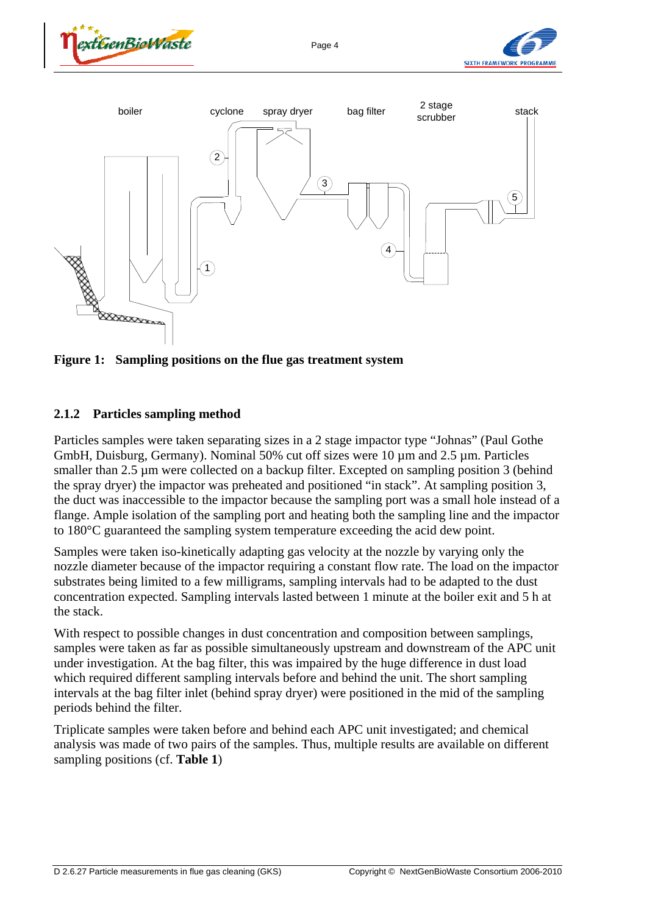**Figure 1: Sampling positions on the flue gas treatment system**

### 2.1.2 Particles sampling method

Particles samples were taken separating sizes in a 2 stage impactor type “Johnas” (Paul Gothe GmbH, Duisburg, Germany). Nominal 50% cut off sizes were 10 µm and 2.5 µm. Particles smaller than 2.5 µm were collected on a backup filter. Excepted on sampling position 3 (behind the spray dryer) the impactor was preheated and positioned “in stack”. At sampling position 3, the duct was inaccessible to the impactor because the sampling port was a small hole instead of a flange. Ample isolation of the sampling port and heating both the sampling line and the impactor to 180°C guaranteed the sampling system temperature exceeding the acid dew point.

Samples were taken iso-kinetically adapting gas velocity at the nozzle by varying only the nozzle diameter because of the impactor requiring a constant flow rate. The load on the impactor substrates being limited to a few milligrams, sampling intervals had to be adapted to the dust concentration expected. Sampling intervals lasted between 1 minute at the boiler exit and 5 h at the stack.

With respect to possible changes in dust concentration and composition between samplings, samples were taken as far as possible simultaneously upstream and downstream of the APC unit under investigation. At the bag filter, this was impaired by the huge difference in dust load which required different sampling intervals before and behind the unit. The short sampling intervals at the bag filter inlet (behind spray dryer) were positioned in the mid of the sampling periods behind the filter.

Triplicate samples were taken before and behind each APC unit investigated; and chemical analysis was made of two pairs of the samples. Thus, multiple results are available on different sampling positions (cf. **Table 1**)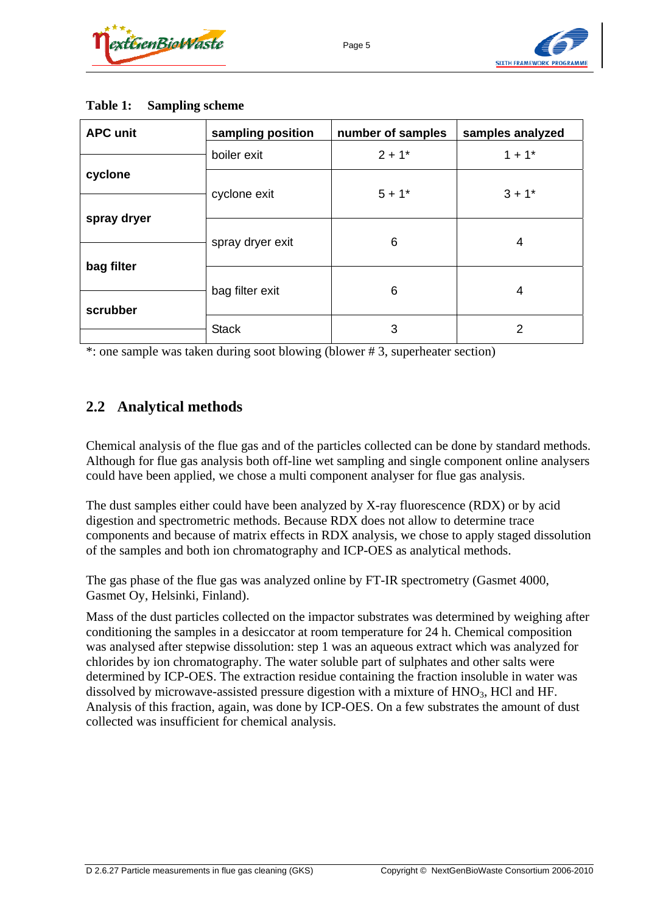**Table 1: Sampling scheme**

| APC unit | sampling position | number of samples | samples analyzed |
|---|---|---|---|
| | boiler exit | 2 + 1* | 1 + 1* |
| cyclone | | | |
| | cyclone exit | 5 + 1* | 3 + 1* |
| spray dryer | | | |
| | spray dryer exit | 6 | 4 |
| bag filter | | | |
| | bag filter exit | 6 | 4 |
| scrubber | | | |
| | Stack | 3 | 2 |

*: one sample was taken during soot blowing (blower # 3, superheater section)

## 2.2 Analytical methods

Chemical analysis of the flue gas and of the particles collected can be done by standard methods. Although for flue gas analysis both off-line wet sampling and single component online analysers could have been applied, we chose a multi component analyser for flue gas analysis.

The dust samples either could have been analyzed by X-ray fluorescence (RDX) or by acid digestion and spectrometric methods. Because RDX does not allow to determine trace components and because of matrix effects in RDX analysis, we chose to apply staged dissolution of the samples and both ion chromatography and ICP-OES as analytical methods.

The gas phase of the flue gas was analyzed online by FT-IR spectrometry (Gasmet 4000, Gasmet Oy, Helsinki, Finland).

Mass of the dust particles collected on the impactor substrates was determined by weighing after conditioning the samples in a desiccator at room temperature for 24 h. Chemical composition was analysed after stepwise dissolution: step 1 was an aqueous extract which was analyzed for chlorides by ion chromatography. The water soluble part of sulphates and other salts were determined by ICP-OES. The extraction residue containing the fraction insoluble in water was dissolved by microwave-assisted pressure digestion with a mixture of $HNO_3$, HCl and HF. Analysis of this fraction, again, was done by ICP-OES. On a few substrates the amount of dust collected was insufficient for chemical analysis.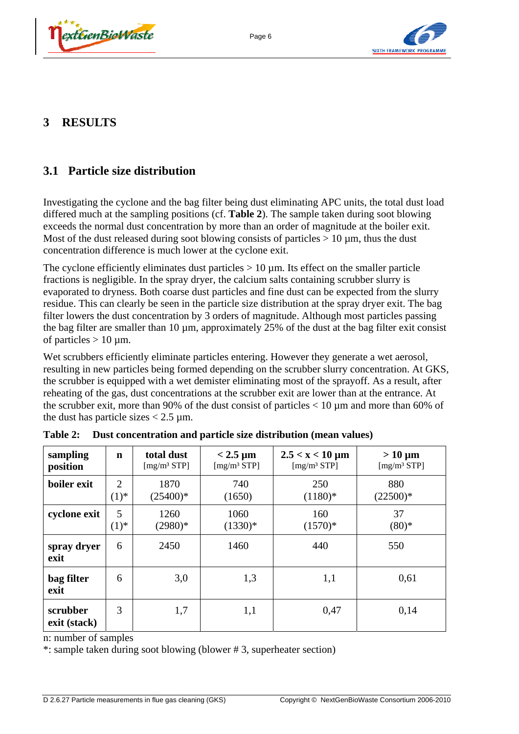# 3 RESULTS

## 3.1 Particle size distribution

Investigating the cyclone and the bag filter being dust eliminating APC units, the total dust load differed much at the sampling positions (cf. **Table 2**). The sample taken during soot blowing exceeds the normal dust concentration by more than an order of magnitude at the boiler exit. Most of the dust released during soot blowing consists of particles > 10 µm, thus the dust concentration difference is much lower at the cyclone exit.

The cyclone efficiently eliminates dust particles > 10 µm. Its effect on the smaller particle fractions is negligible. In the spray dryer, the calcium salts containing scrubber slurry is evaporated to dryness. Both coarse dust particles and fine dust can be expected from the slurry residue. This can clearly be seen in the particle size distribution at the spray dryer exit. The bag filter lowers the dust concentration by 3 orders of magnitude. Although most particles passing the bag filter are smaller than 10 µm, approximately 25% of the dust at the bag filter exit consist of particles > 10 µm.

Wet scrubbers efficiently eliminate particles entering. However they generate a wet aerosol, resulting in new particles being formed depending on the scrubber slurry concentration. At GKS, the scrubber is equipped with a wet demister eliminating most of the sprayoff. As a result, after reheating of the gas, dust concentrations at the scrubber exit are lower than at the entrance. At the scrubber exit, more than 90% of the dust consist of particles < 10 µm and more than 60% of the dust has particle sizes < 2.5 µm.

**Table 2: Dust concentration and particle size distribution (mean values)**

| sampling position | n | total dust [mg/m³ STP] | < 2.5 µm [mg/m³ STP] | 2.5 < x < 10 µm [mg/m³ STP] | > 10 µm [mg/m³ STP] |
|---|---|---|---|---|---|
| **boiler exit** | 2 (1)* | 1870 (25400)* | 740 (1650) | 250 (1180)* | 880 (22500)* |
| **cyclone exit** | 5 (1)* | 1260 (2980)* | 1060 (1330)* | 160 (1570)* | 37 (80)* |
| **spray dryer exit** | 6 | 2450 | 1460 | 440 | 550 |
| **bag filter exit** | 6 | 3,0 | 1,3 | 1,1 | 0,61 |
| **scrubber exit (stack)** | 3 | 1,7 | 1,1 | 0,47 | 0,14 |

n: number of samples

*: sample taken during soot blowing (blower # 3, superheater section)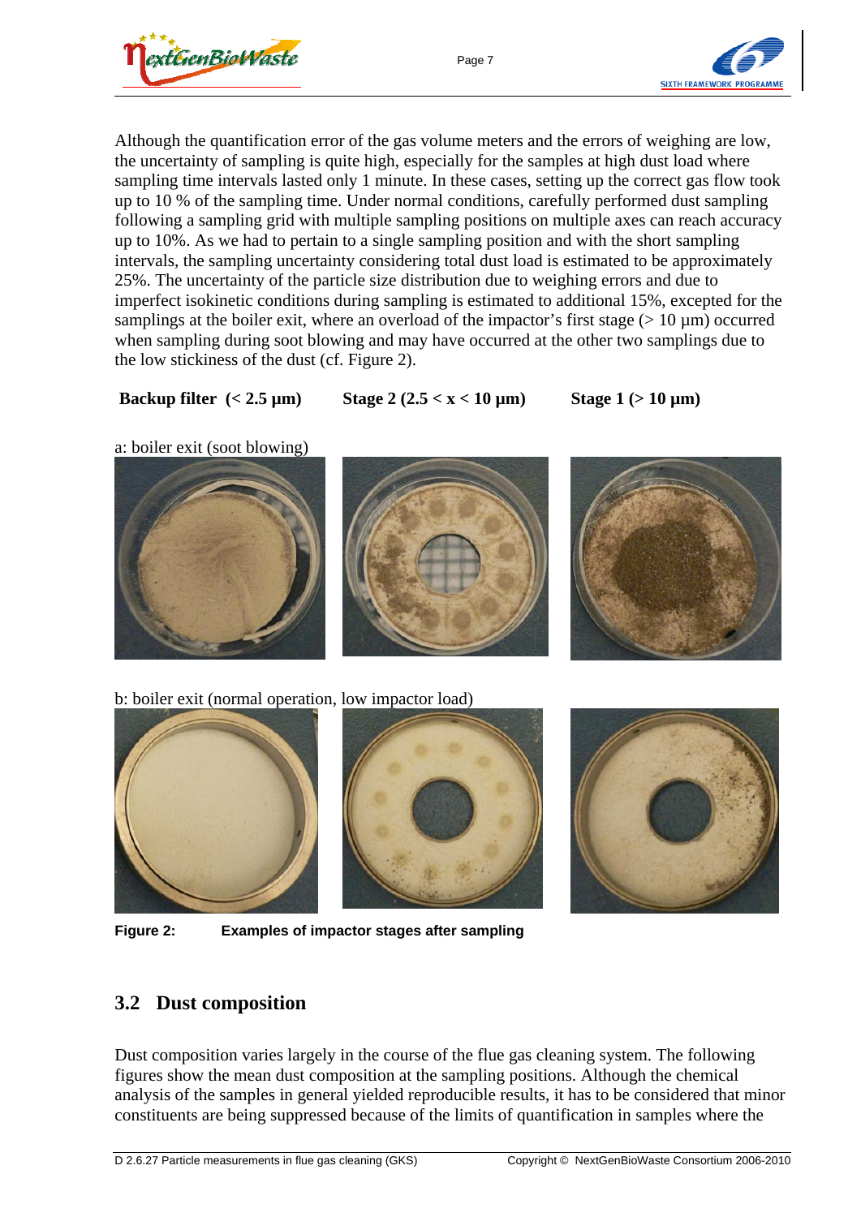Although the quantification error of the gas volume meters and the errors of weighing are low, the uncertainty of sampling is quite high, especially for the samples at high dust load where sampling time intervals lasted only 1 minute. In these cases, setting up the correct gas flow took up to 10 % of the sampling time. Under normal conditions, carefully performed dust sampling following a sampling grid with multiple sampling positions on multiple axes can reach accuracy up to 10%. As we had to pertain to a single sampling position and with the short sampling intervals, the sampling uncertainty considering total dust load is estimated to be approximately 25%. The uncertainty of the particle size distribution due to weighing errors and due to imperfect isokinetic conditions during sampling is estimated to additional 15%, excepted for the samplings at the boiler exit, where an overload of the impactor's first stage (> 10 µm) occurred when sampling during soot blowing and may have occurred at the other two samplings due to the low stickiness of the dust (cf. Figure 2).

**Backup filter (< 2.5 µm)** **Stage 2 (2.5 < x < 10 µm)** **Stage 1 (> 10 µm)**

a: boiler exit (soot blowing)

b: boiler exit (normal operation, low impactor load)

**Figure 2: Examples of impactor stages after sampling**

## 3.2 Dust composition

Dust composition varies largely in the course of the flue gas cleaning system. The following figures show the mean dust composition at the sampling positions. Although the chemical analysis of the samples in general yielded reproducible results, it has to be considered that minor constituents are being suppressed because of the limits of quantification in samples where the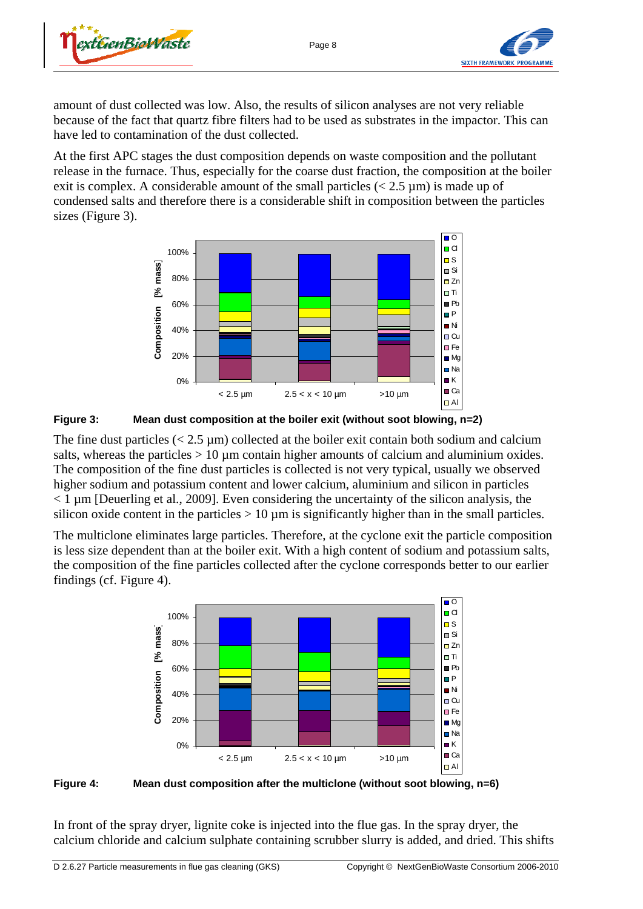amount of dust collected was low. Also, the results of silicon analyses are not very reliable because of the fact that quartz fibre filters had to be used as substrates in the impactor. This can have led to contamination of the dust collected.

At the first APC stages the dust composition depends on waste composition and the pollutant release in the furnace. Thus, especially for the coarse dust fraction, the composition at the boiler exit is complex. A considerable amount of the small particles (< 2.5 µm) is made up of condensed salts and therefore there is a considerable shift in composition between the particles sizes (Figure 3).

**Figure 3: Mean dust composition at the boiler exit (without soot blowing, n=2)**

The fine dust particles (< 2.5 µm) collected at the boiler exit contain both sodium and calcium salts, whereas the particles > 10 µm contain higher amounts of calcium and aluminium oxides. The composition of the fine dust particles is collected is not very typical, usually we observed higher sodium and potassium content and lower calcium, aluminium and silicon in particles < 1 µm [Deuerling et al., 2009]. Even considering the uncertainty of the silicon analysis, the silicon oxide content in the particles > 10 µm is significantly higher than in the small particles.

The multiclone eliminates large particles. Therefore, at the cyclone exit the particle composition is less size dependent than at the boiler exit. With a high content of sodium and potassium salts, the composition of the fine particles collected after the cyclone corresponds better to our earlier findings (cf. Figure 4).

**Figure 4: Mean dust composition after the multiclone (without soot blowing, n=6)**

In front of the spray dryer, lignite coke is injected into the flue gas. In the spray dryer, the calcium chloride and calcium sulphate containing scrubber slurry is added, and dried. This shifts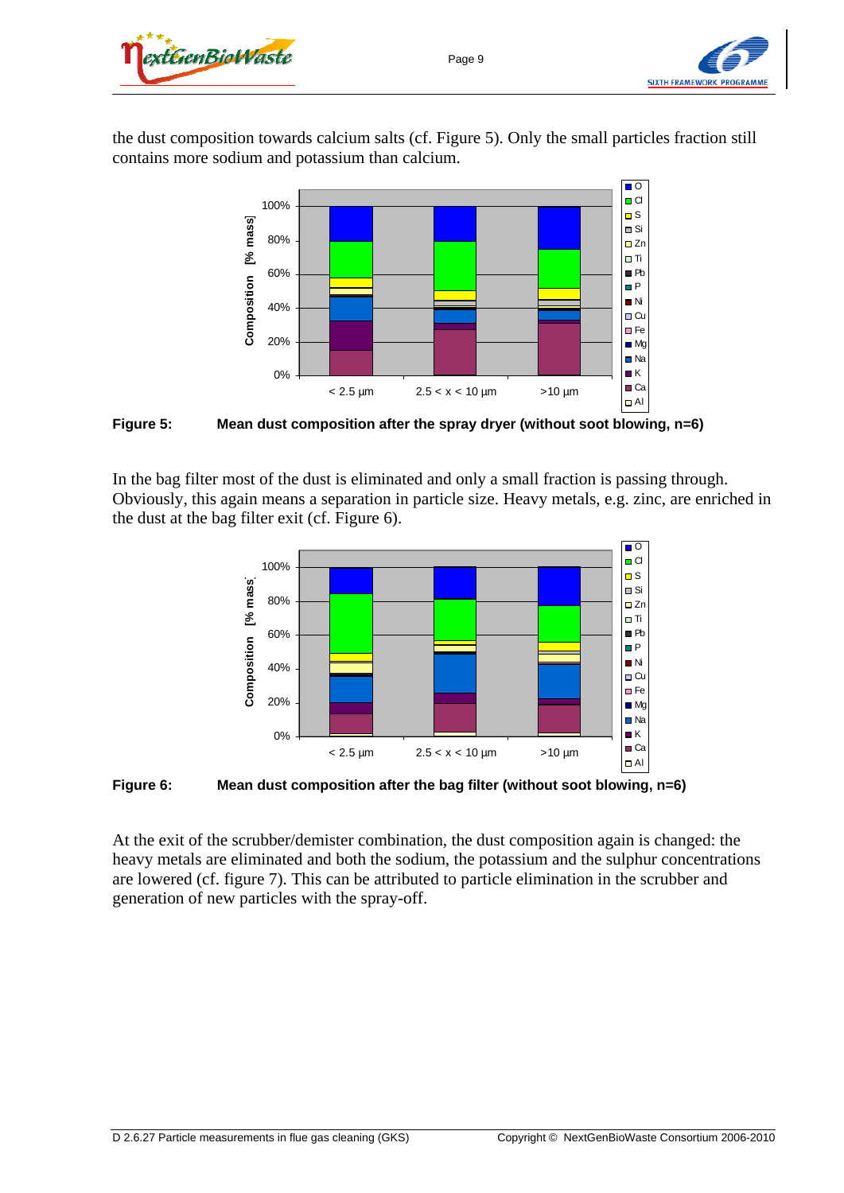the dust composition towards calcium salts (cf. Figure 5). Only the small particles fraction still contains more sodium and potassium than calcium.

**Figure 5: Mean dust composition after the spray dryer (without soot blowing, n=6)**

In the bag filter most of the dust is eliminated and only a small fraction is passing through. Obviously, this again means a separation in particle size. Heavy metals, e.g. zinc, are enriched in the dust at the bag filter exit (cf. Figure 6).

**Figure 6: Mean dust composition after the bag filter (without soot blowing, n=6)**

At the exit of the scrubber/demister combination, the dust composition again is changed: the heavy metals are eliminated and both the sodium, the potassium and the sulphur concentrations are lowered (cf. figure 7). This can be attributed to particle elimination in the scrubber and generation of new particles with the spray-off.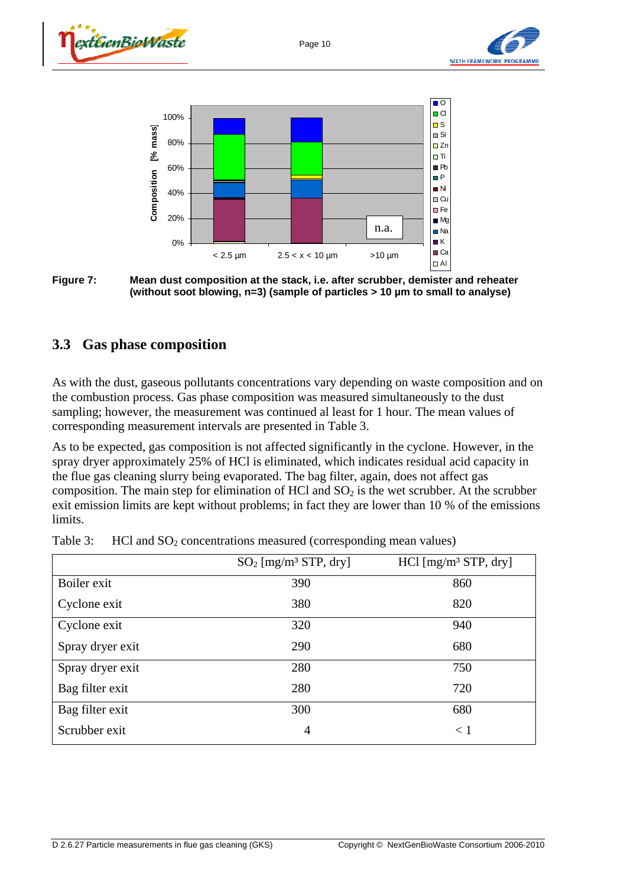**Figure 7:** **Mean dust composition at the stack, i.e. after scrubber, demister and reheater (without soot blowing, n=3) (sample of particles > 10 µm to small to analyse)**

## 3.3 Gas phase composition

As with the dust, gaseous pollutants concentrations vary depending on waste composition and on the combustion process. Gas phase composition was measured simultaneously to the dust sampling; however, the measurement was continued al least for 1 hour. The mean values of corresponding measurement intervals are presented in Table 3.

As to be expected, gas composition is not affected significantly in the cyclone. However, in the spray dryer approximately 25% of HCl is eliminated, which indicates residual acid capacity in the flue gas cleaning slurry being evaporated. The bag filter, again, does not affect gas composition. The main step for elimination of HCl and $SO_2$ is the wet scrubber. At the scrubber exit emission limits are kept without problems; in fact they are lower than 10 % of the emissions limits.

Table 3: HCl and $SO_2$ concentrations measured (corresponding mean values)

| | $SO_2$ [mg/m³ STP, dry] | HCl [mg/m³ STP, dry] |
|---|---|---|
| Boiler exit | 390 | 860 |
| Cyclone exit | 380 | 820 |
| Cyclone exit | 320 | 940 |
| Spray dryer exit | 290 | 680 |
| Spray dryer exit | 280 | 750 |
| Bag filter exit | 280 | 720 |
| Bag filter exit | 300 | 680 |
| Scrubber exit | 4 | < 1 |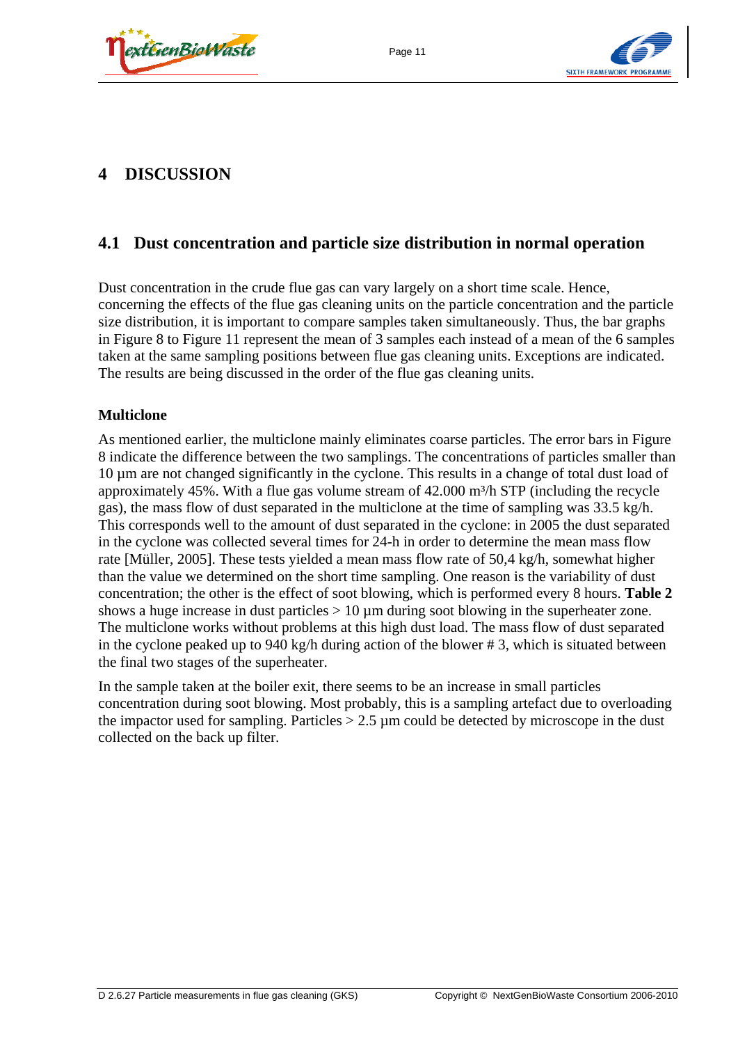# 4 DISCUSSION

## 4.1 Dust concentration and particle size distribution in normal operation

Dust concentration in the crude flue gas can vary largely on a short time scale. Hence, concerning the effects of the flue gas cleaning units on the particle concentration and the particle size distribution, it is important to compare samples taken simultaneously. Thus, the bar graphs in Figure 8 to Figure 11 represent the mean of 3 samples each instead of a mean of the 6 samples taken at the same sampling positions between flue gas cleaning units. Exceptions are indicated. The results are being discussed in the order of the flue gas cleaning units.

**Multiclone**

As mentioned earlier, the multiclone mainly eliminates coarse particles. The error bars in Figure 8 indicate the difference between the two samplings. The concentrations of particles smaller than 10 µm are not changed significantly in the cyclone. This results in a change of total dust load of approximately 45%. With a flue gas volume stream of 42.000 m³/h STP (including the recycle gas), the mass flow of dust separated in the multiclone at the time of sampling was 33.5 kg/h. This corresponds well to the amount of dust separated in the cyclone: in 2005 the dust separated in the cyclone was collected several times for 24-h in order to determine the mean mass flow rate [Müller, 2005]. These tests yielded a mean mass flow rate of 50,4 kg/h, somewhat higher than the value we determined on the short time sampling. One reason is the variability of dust concentration; the other is the effect of soot blowing, which is performed every 8 hours. **Table 2** shows a huge increase in dust particles > 10 µm during soot blowing in the superheater zone. The multiclone works without problems at this high dust load. The mass flow of dust separated in the cyclone peaked up to 940 kg/h during action of the blower # 3, which is situated between the final two stages of the superheater.

In the sample taken at the boiler exit, there seems to be an increase in small particles concentration during soot blowing. Most probably, this is a sampling artefact due to overloading the impactor used for sampling. Particles > 2.5 µm could be detected by microscope in the dust collected on the back up filter.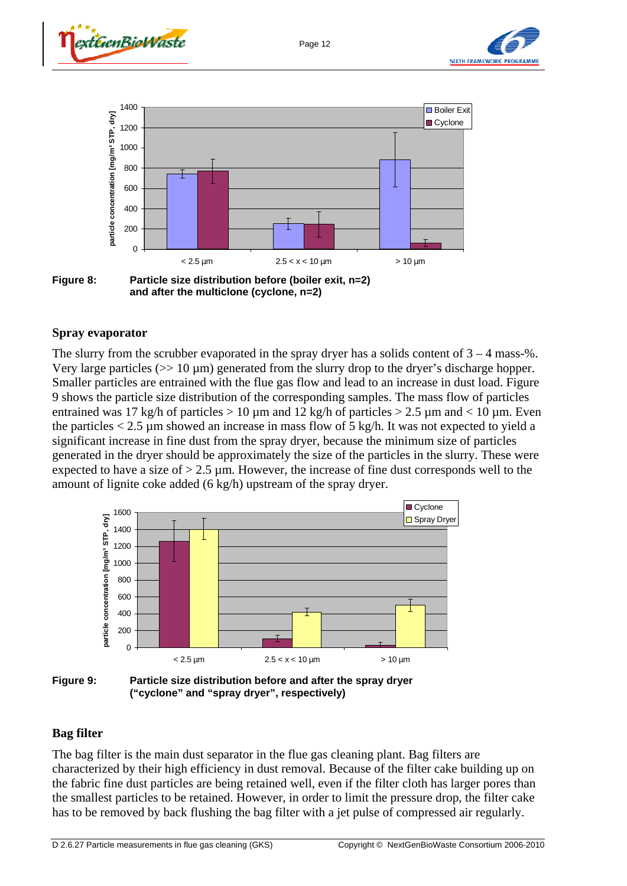Figure 8: Particle size distribution before (boiler exit, n=2) and after the multiclone (cyclone, n=2)

### Spray evaporator

The slurry from the scrubber evaporated in the spray dryer has a solids content of 3 – 4 mass-%. Very large particles (>> 10 µm) generated from the slurry drop to the dryer's discharge hopper. Smaller particles are entrained with the flue gas flow and lead to an increase in dust load. Figure 9 shows the particle size distribution of the corresponding samples. The mass flow of particles entrained was 17 kg/h of particles > 10 µm and 12 kg/h of particles > 2.5 µm and < 10 µm. Even the particles < 2.5 µm showed an increase in mass flow of 5 kg/h. It was not expected to yield a significant increase in fine dust from the spray dryer, because the minimum size of particles generated in the dryer should be approximately the size of the particles in the slurry. These were expected to have a size of > 2.5 µm. However, the increase of fine dust corresponds well to the amount of lignite coke added (6 kg/h) upstream of the spray dryer.

Figure 9: Particle size distribution before and after the spray dryer ("cyclone" and "spray dryer", respectively)

### Bag filter

The bag filter is the main dust separator in the flue gas cleaning plant. Bag filters are characterized by their high efficiency in dust removal. Because of the filter cake building up on the fabric fine dust particles are being retained well, even if the filter cloth has larger pores than the smallest particles to be retained. However, in order to limit the pressure drop, the filter cake has to be removed by back flushing the bag filter with a jet pulse of compressed air regularly.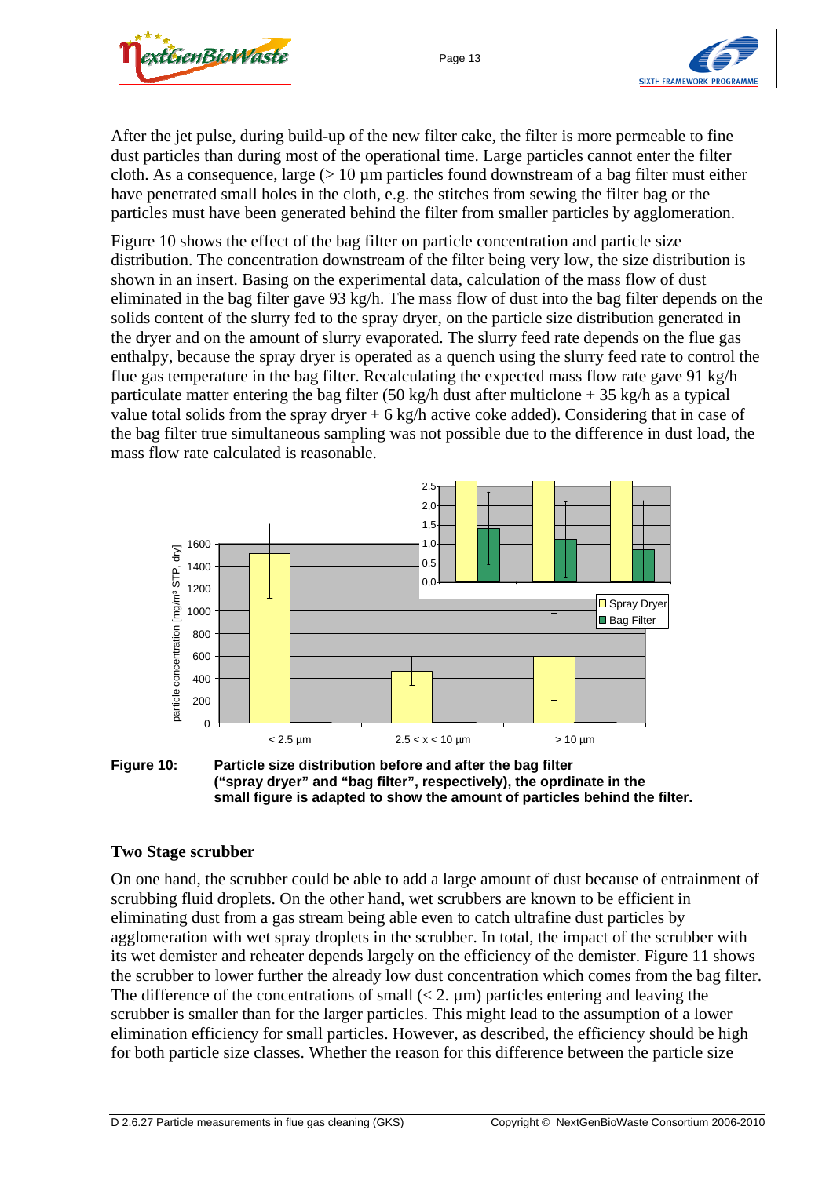After the jet pulse, during build-up of the new filter cake, the filter is more permeable to fine dust particles than during most of the operational time. Large particles cannot enter the filter cloth. As a consequence, large (> 10 µm particles found downstream of a bag filter must either have penetrated small holes in the cloth, e.g. the stitches from sewing the filter bag or the particles must have been generated behind the filter from smaller particles by agglomeration.

Figure 10 shows the effect of the bag filter on particle concentration and particle size distribution. The concentration downstream of the filter being very low, the size distribution is shown in an insert. Basing on the experimental data, calculation of the mass flow of dust eliminated in the bag filter gave 93 kg/h. The mass flow of dust into the bag filter depends on the solids content of the slurry fed to the spray dryer, on the particle size distribution generated in the dryer and on the amount of slurry evaporated. The slurry feed rate depends on the flue gas enthalpy, because the spray dryer is operated as a quench using the slurry feed rate to control the flue gas temperature in the bag filter. Recalculating the expected mass flow rate gave 91 kg/h particulate matter entering the bag filter (50 kg/h dust after multiclone + 35 kg/h as a typical value total solids from the spray dryer + 6 kg/h active coke added). Considering that in case of the bag filter true simultaneous sampling was not possible due to the difference in dust load, the mass flow rate calculated is reasonable.

**Figure 10:** **Particle size distribution before and after the bag filter ("spray dryer" and "bag filter", respectively), the oprdinate in the small figure is adapted to show the amount of particles behind the filter.**

### Two Stage scrubber

On one hand, the scrubber could be able to add a large amount of dust because of entrainment of scrubbing fluid droplets. On the other hand, wet scrubbers are known to be efficient in eliminating dust from a gas stream being able even to catch ultrafine dust particles by agglomeration with wet spray droplets in the scrubber. In total, the impact of the scrubber with its wet demister and reheater depends largely on the efficiency of the demister. Figure 11 shows the scrubber to lower further the already low dust concentration which comes from the bag filter. The difference of the concentrations of small (< 2. µm) particles entering and leaving the scrubber is smaller than for the larger particles. This might lead to the assumption of a lower elimination efficiency for small particles. However, as described, the efficiency should be high for both particle size classes. Whether the reason for this difference between the particle size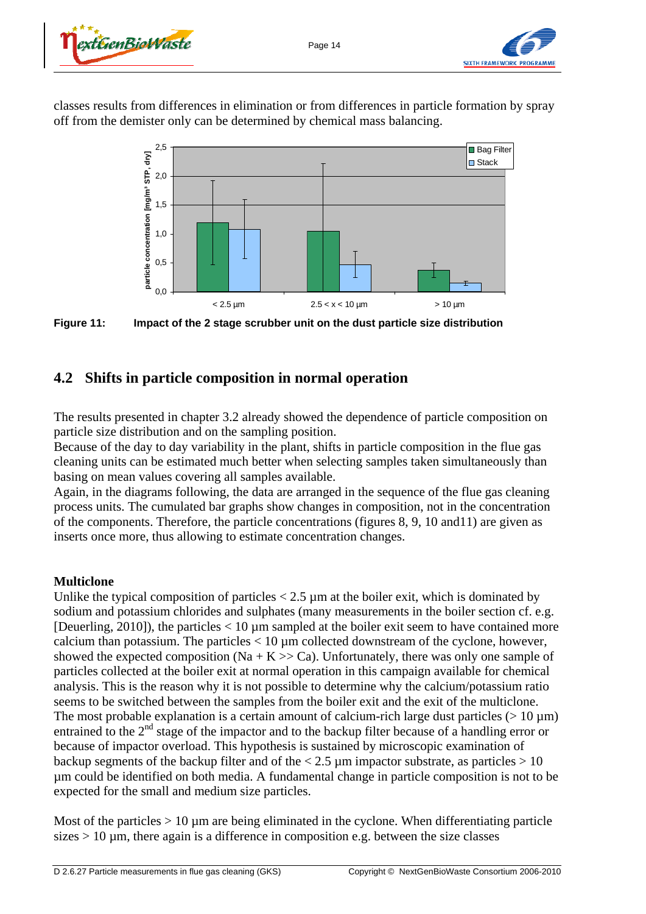classes results from differences in elimination or from differences in particle formation by spray off from the demister only can be determined by chemical mass balancing.

**Figure 11:** **Impact of the 2 stage scrubber unit on the dust particle size distribution**

## 4.2 Shifts in particle composition in normal operation

The results presented in chapter 3.2 already showed the dependence of particle composition on particle size distribution and on the sampling position.
Because of the day to day variability in the plant, shifts in particle composition in the flue gas cleaning units can be estimated much better when selecting samples taken simultaneously than basing on mean values covering all samples available.
Again, in the diagrams following, the data are arranged in the sequence of the flue gas cleaning process units. The cumulated bar graphs show changes in composition, not in the concentration of the components. Therefore, the particle concentrations (figures 8, 9, 10 and11) are given as inserts once more, thus allowing to estimate concentration changes.

**Multiclone**

Unlike the typical composition of particles < 2.5 µm at the boiler exit, which is dominated by sodium and potassium chlorides and sulphates (many measurements in the boiler section cf. e.g. [Deuerling, 2010]), the particles < 10 µm sampled at the boiler exit seem to have contained more calcium than potassium. The particles < 10 µm collected downstream of the cyclone, however, showed the expected composition (Na + K >> Ca). Unfortunately, there was only one sample of particles collected at the boiler exit at normal operation in this campaign available for chemical analysis. This is the reason why it is not possible to determine why the calcium/potassium ratio seems to be switched between the samples from the boiler exit and the exit of the multiclone. The most probable explanation is a certain amount of calcium-rich large dust particles (> 10 µm) entrained to the 2nd stage of the impactor and to the backup filter because of a handling error or because of impactor overload. This hypothesis is sustained by microscopic examination of backup segments of the backup filter and of the < 2.5 µm impactor substrate, as particles > 10 µm could be identified on both media. A fundamental change in particle composition is not to be expected for the small and medium size particles.

Most of the particles > 10 µm are being eliminated in the cyclone. When differentiating particle sizes > 10 µm, there again is a difference in composition e.g. between the size classes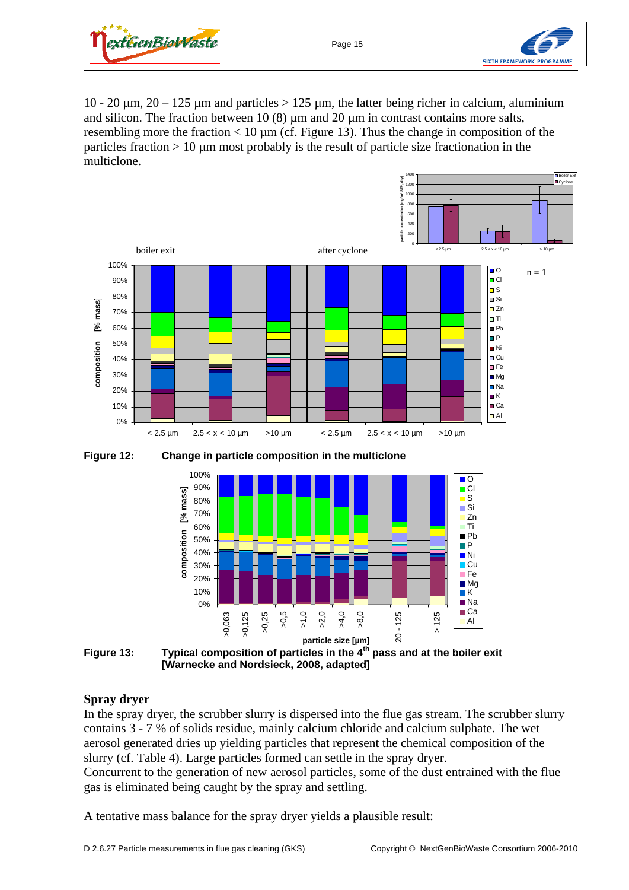10 - 20 µm, 20 – 125 µm and particles > 125 µm, the latter being richer in calcium, aluminium and silicon. The fraction between 10 (8) µm and 20 µm in contrast contains more salts, resembling more the fraction < 10 µm (cf. Figure 13). Thus the change in composition of the particles fraction > 10 µm most probably is the result of particle size fractionation in the multiclone.

**Figure 12:** **Change in particle composition in the multiclone**

**Figure 13:** **Typical composition of particles in the 4th pass and at the boiler exit [Warnecke and Nordsieck, 2008, adapted]**

## Spray dryer

In the spray dryer, the scrubber slurry is dispersed into the flue gas stream. The scrubber slurry contains 3 - 7 % of solids residue, mainly calcium chloride and calcium sulphate. The wet aerosol generated dries up yielding particles that represent the chemical composition of the slurry (cf. Table 4). Large particles formed can settle in the spray dryer.
Concurrent to the generation of new aerosol particles, some of the dust entrained with the flue gas is eliminated being caught by the spray and settling.

A tentative mass balance for the spray dryer yields a plausible result: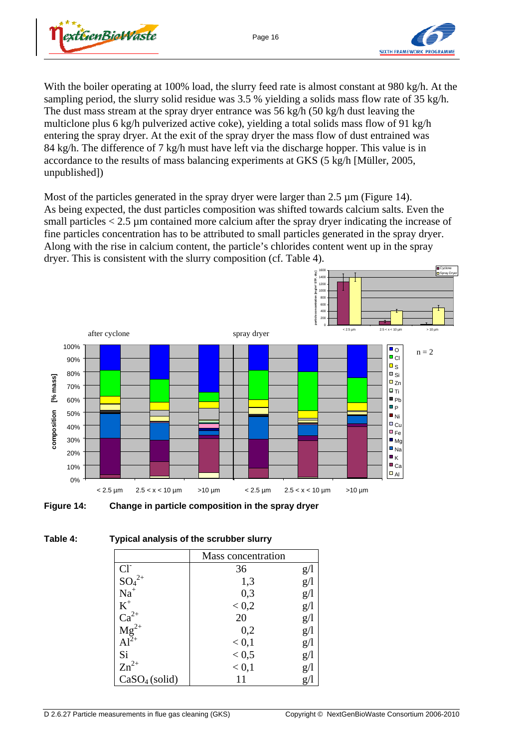With the boiler operating at 100% load, the slurry feed rate is almost constant at 980 kg/h. At the sampling period, the slurry solid residue was 3.5 % yielding a solids mass flow rate of 35 kg/h. The dust mass stream at the spray dryer entrance was 56 kg/h (50 kg/h dust leaving the multiclone plus 6 kg/h pulverized active coke), yielding a total solids mass flow of 91 kg/h entering the spray dryer. At the exit of the spray dryer the mass flow of dust entrained was 84 kg/h. The difference of 7 kg/h must have left via the discharge hopper. This value is in accordance to the results of mass balancing experiments at GKS (5 kg/h [Müller, 2005, unpublished])

Most of the particles generated in the spray dryer were larger than 2.5 µm (Figure 14). As being expected, the dust particles composition was shifted towards calcium salts. Even the small particles < 2.5 µm contained more calcium after the spray dryer indicating the increase of fine particles concentration has to be attributed to small particles generated in the spray dryer. Along with the rise in calcium content, the particle's chlorides content went up in the spray dryer. This is consistent with the slurry composition (cf. Table 4).

**Figure 14:** **Change in particle composition in the spray dryer**

**Table 4:** **Typical analysis of the scrubber slurry**

| | Mass concentration | |
|---|---|---|
| $Cl^-$ | 36 | g/l |
| $SO_4^{2+}$ | 1,3 | g/l |
| $Na^+$ | 0,3 | g/l |
| $K^+$ | < 0,2 | g/l |
| $Ca^{2+}$ | 20 | g/l |
| $Mg^{2+}$ | 0,2 | g/l |
| $Al^{2+}$ | < 0,1 | g/l |
| Si | < 0,5 | g/l |
| $Zn^{2+}$ | < 0,1 | g/l |
| $CaSO_4$ (solid) | 11 | g/l |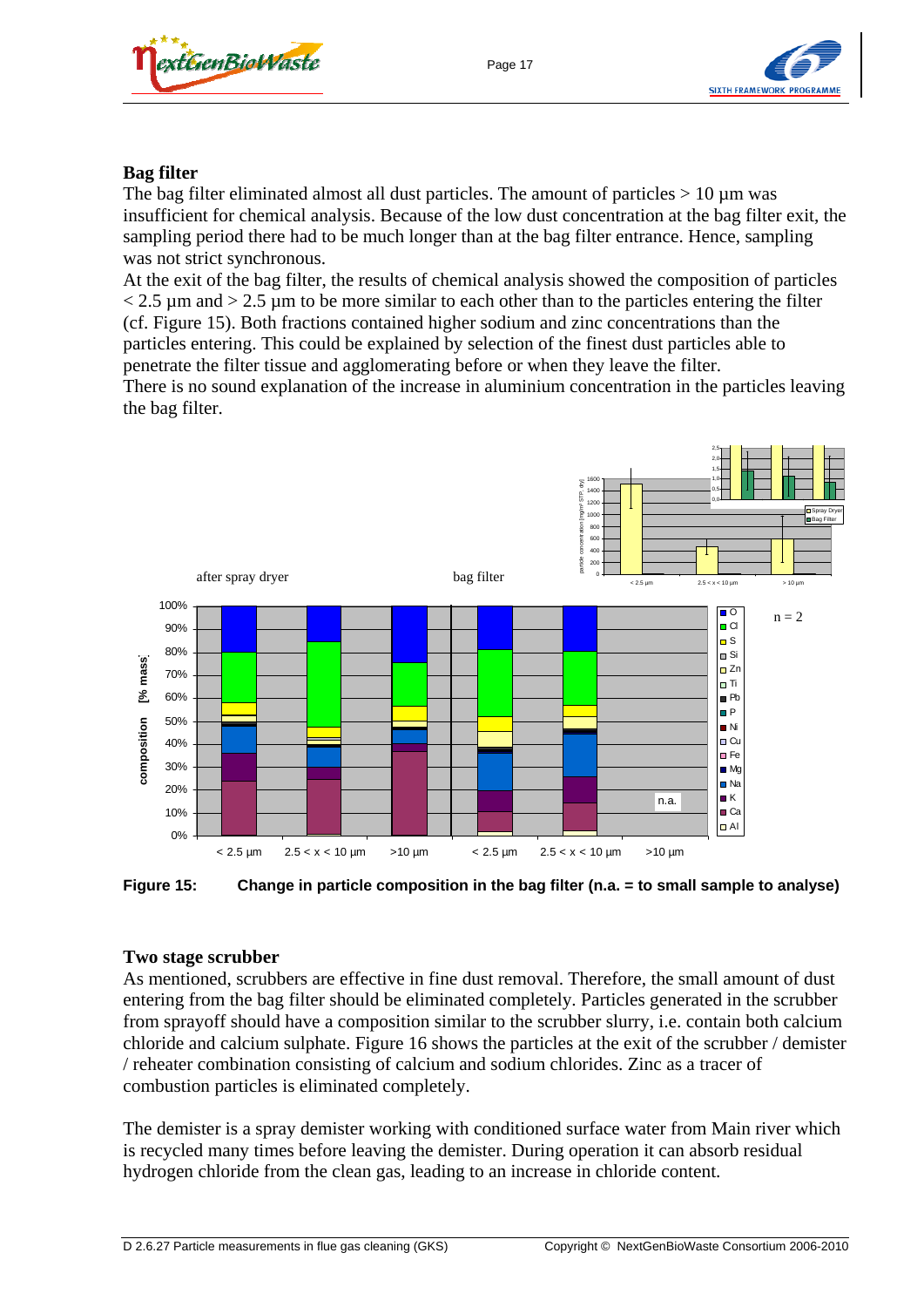## Bag filter

The bag filter eliminated almost all dust particles. The amount of particles > 10 µm was insufficient for chemical analysis. Because of the low dust concentration at the bag filter exit, the sampling period there had to be much longer than at the bag filter entrance. Hence, sampling was not strict synchronous.

At the exit of the bag filter, the results of chemical analysis showed the composition of particles < 2.5 µm and > 2.5 µm to be more similar to each other than to the particles entering the filter (cf. Figure 15). Both fractions contained higher sodium and zinc concentrations than the particles entering. This could be explained by selection of the finest dust particles able to penetrate the filter tissue and agglomerating before or when they leave the filter.

There is no sound explanation of the increase in aluminium concentration in the particles leaving the bag filter.

**Figure 15: Change in particle composition in the bag filter (n.a. = to small sample to analyse)**

## Two stage scrubber

As mentioned, scrubbers are effective in fine dust removal. Therefore, the small amount of dust entering from the bag filter should be eliminated completely. Particles generated in the scrubber from sprayoff should have a composition similar to the scrubber slurry, i.e. contain both calcium chloride and calcium sulphate. Figure 16 shows the particles at the exit of the scrubber / demister / reheater combination consisting of calcium and sodium chlorides. Zinc as a tracer of combustion particles is eliminated completely.

The demister is a spray demister working with conditioned surface water from Main river which is recycled many times before leaving the demister. During operation it can absorb residual hydrogen chloride from the clean gas, leading to an increase in chloride content.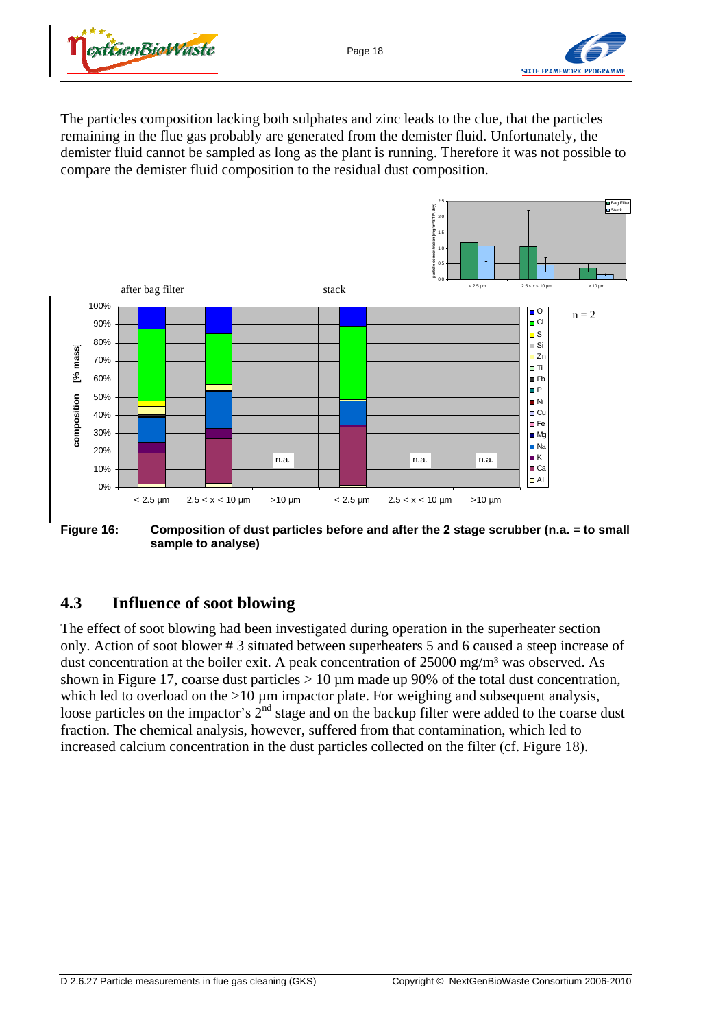The particles composition lacking both sulphates and zinc leads to the clue, that the particles remaining in the flue gas probably are generated from the demister fluid. Unfortunately, the demister fluid cannot be sampled as long as the plant is running. Therefore it was not possible to compare the demister fluid composition to the residual dust composition.

**Figure 16: Composition of dust particles before and after the 2 stage scrubber (n.a. = to small sample to analyse)**

## 4.3 Influence of soot blowing

The effect of soot blowing had been investigated during operation in the superheater section only. Action of soot blower # 3 situated between superheaters 5 and 6 caused a steep increase of dust concentration at the boiler exit. A peak concentration of 25000 mg/m³ was observed. As shown in Figure 17, coarse dust particles > 10 µm made up 90% of the total dust concentration, which led to overload on the >10 µm impactor plate. For weighing and subsequent analysis, loose particles on the impactor's 2nd stage and on the backup filter were added to the coarse dust fraction. The chemical analysis, however, suffered from that contamination, which led to increased calcium concentration in the dust particles collected on the filter (cf. Figure 18).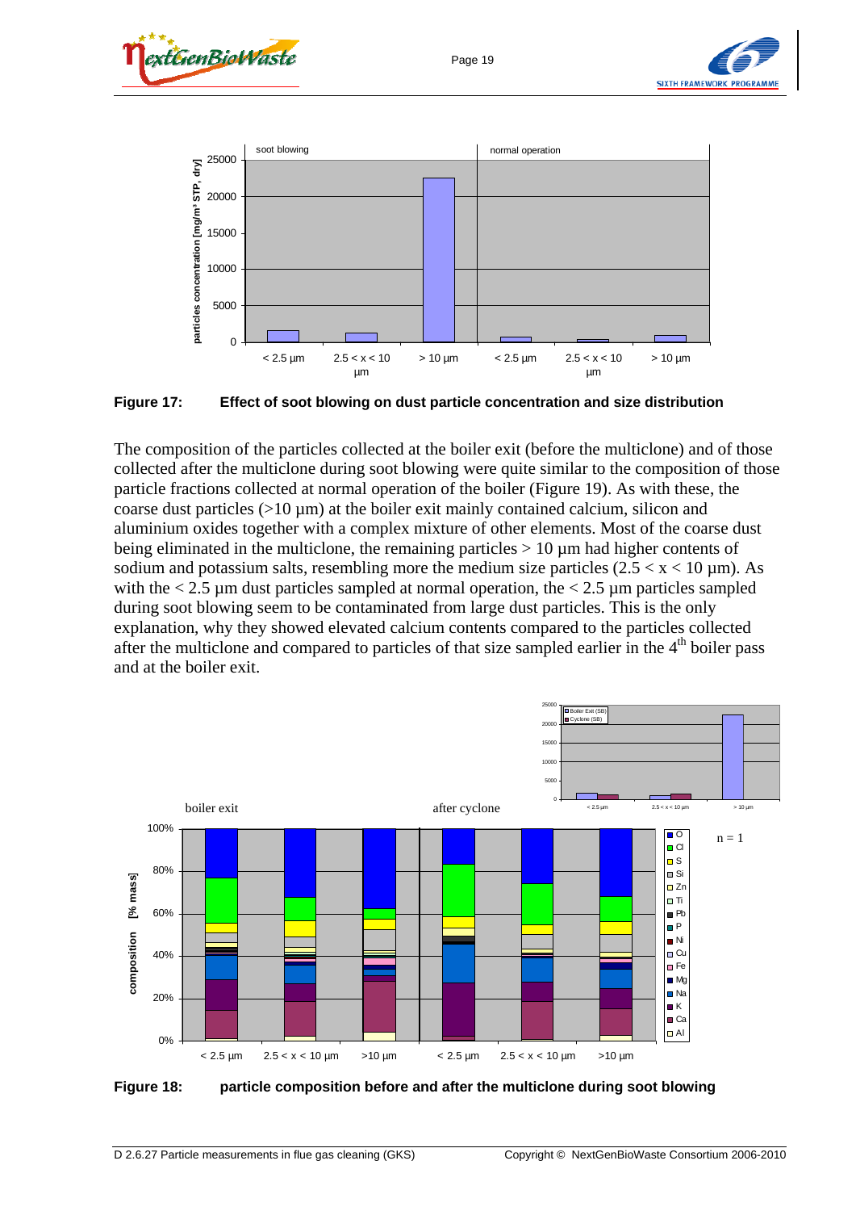**Figure 17: Effect of soot blowing on dust particle concentration and size distribution**

The composition of the particles collected at the boiler exit (before the multiclone) and of those collected after the multiclone during soot blowing were quite similar to the composition of those particle fractions collected at normal operation of the boiler (Figure 19). As with these, the coarse dust particles (>10 µm) at the boiler exit mainly contained calcium, silicon and aluminium oxides together with a complex mixture of other elements. Most of the coarse dust being eliminated in the multiclone, the remaining particles > 10 µm had higher contents of sodium and potassium salts, resembling more the medium size particles (2.5 < x < 10 µm). As with the < 2.5 µm dust particles sampled at normal operation, the < 2.5 µm particles sampled during soot blowing seem to be contaminated from large dust particles. This is the only explanation, why they showed elevated calcium contents compared to the particles collected after the multiclone and compared to particles of that size sampled earlier in the 4th boiler pass and at the boiler exit.

**Figure 18: particle composition before and after the multiclone during soot blowing**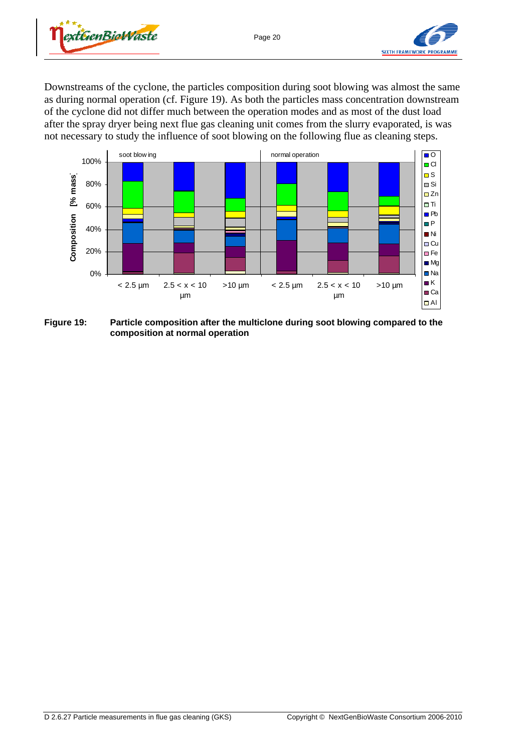Downstreams of the cyclone, the particles composition during soot blowing was almost the same as during normal operation (cf. Figure 19). As both the particles mass concentration downstream of the cyclone did not differ much between the operation modes and as most of the dust load after the spray dryer being next flue gas cleaning unit comes from the slurry evaporated, is was not necessary to study the influence of soot blowing on the following flue as cleaning steps.

**Figure 19: Particle composition after the multiclone during soot blowing compared to the composition at normal operation**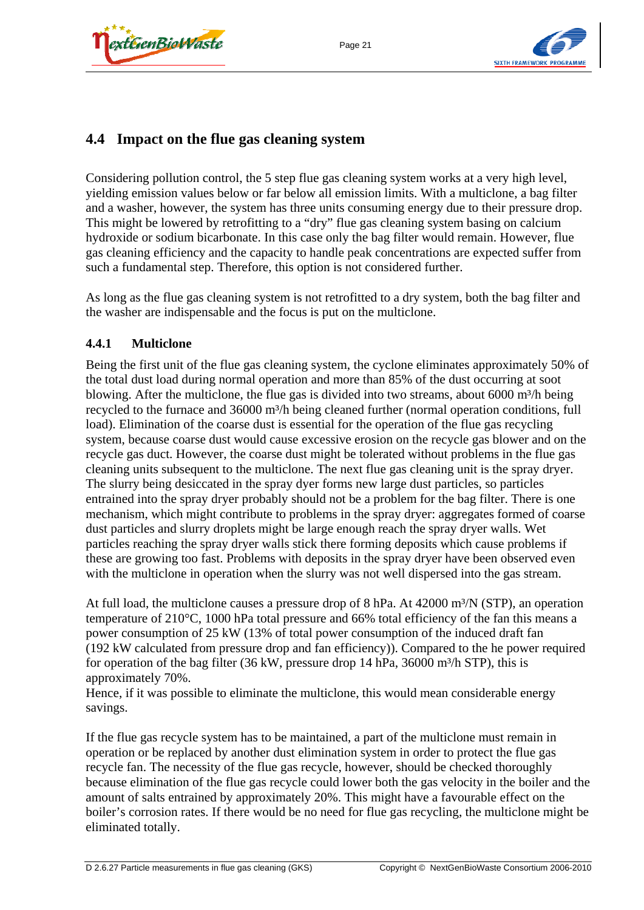## 4.4 Impact on the flue gas cleaning system

Considering pollution control, the 5 step flue gas cleaning system works at a very high level, yielding emission values below or far below all emission limits. With a multiclone, a bag filter and a washer, however, the system has three units consuming energy due to their pressure drop. This might be lowered by retrofitting to a “dry” flue gas cleaning system basing on calcium hydroxide or sodium bicarbonate. In this case only the bag filter would remain. However, flue gas cleaning efficiency and the capacity to handle peak concentrations are expected suffer from such a fundamental step. Therefore, this option is not considered further.

As long as the flue gas cleaning system is not retrofitted to a dry system, both the bag filter and the washer are indispensable and the focus is put on the multiclone.

### 4.4.1 Multiclone

Being the first unit of the flue gas cleaning system, the cyclone eliminates approximately 50% of the total dust load during normal operation and more than 85% of the dust occurring at soot blowing. After the multiclone, the flue gas is divided into two streams, about 6000 m³/h being recycled to the furnace and 36000 m³/h being cleaned further (normal operation conditions, full load). Elimination of the coarse dust is essential for the operation of the flue gas recycling system, because coarse dust would cause excessive erosion on the recycle gas blower and on the recycle gas duct. However, the coarse dust might be tolerated without problems in the flue gas cleaning units subsequent to the multiclone. The next flue gas cleaning unit is the spray dryer. The slurry being desiccated in the spray dyer forms new large dust particles, so particles entrained into the spray dryer probably should not be a problem for the bag filter. There is one mechanism, which might contribute to problems in the spray dryer: aggregates formed of coarse dust particles and slurry droplets might be large enough reach the spray dryer walls. Wet particles reaching the spray dryer walls stick there forming deposits which cause problems if these are growing too fast. Problems with deposits in the spray dryer have been observed even with the multiclone in operation when the slurry was not well dispersed into the gas stream.

At full load, the multiclone causes a pressure drop of 8 hPa. At 42000 m³/N (STP), an operation temperature of 210°C, 1000 hPa total pressure and 66% total efficiency of the fan this means a power consumption of 25 kW (13% of total power consumption of the induced draft fan (192 kW calculated from pressure drop and fan efficiency)). Compared to the he power required for operation of the bag filter (36 kW, pressure drop 14 hPa, 36000 m³/h STP), this is approximately 70%.
Hence, if it was possible to eliminate the multiclone, this would mean considerable energy savings.

If the flue gas recycle system has to be maintained, a part of the multiclone must remain in operation or be replaced by another dust elimination system in order to protect the flue gas recycle fan. The necessity of the flue gas recycle, however, should be checked thoroughly because elimination of the flue gas recycle could lower both the gas velocity in the boiler and the amount of salts entrained by approximately 20%. This might have a favourable effect on the boiler’s corrosion rates. If there would be no need for flue gas recycling, the multiclone might be eliminated totally.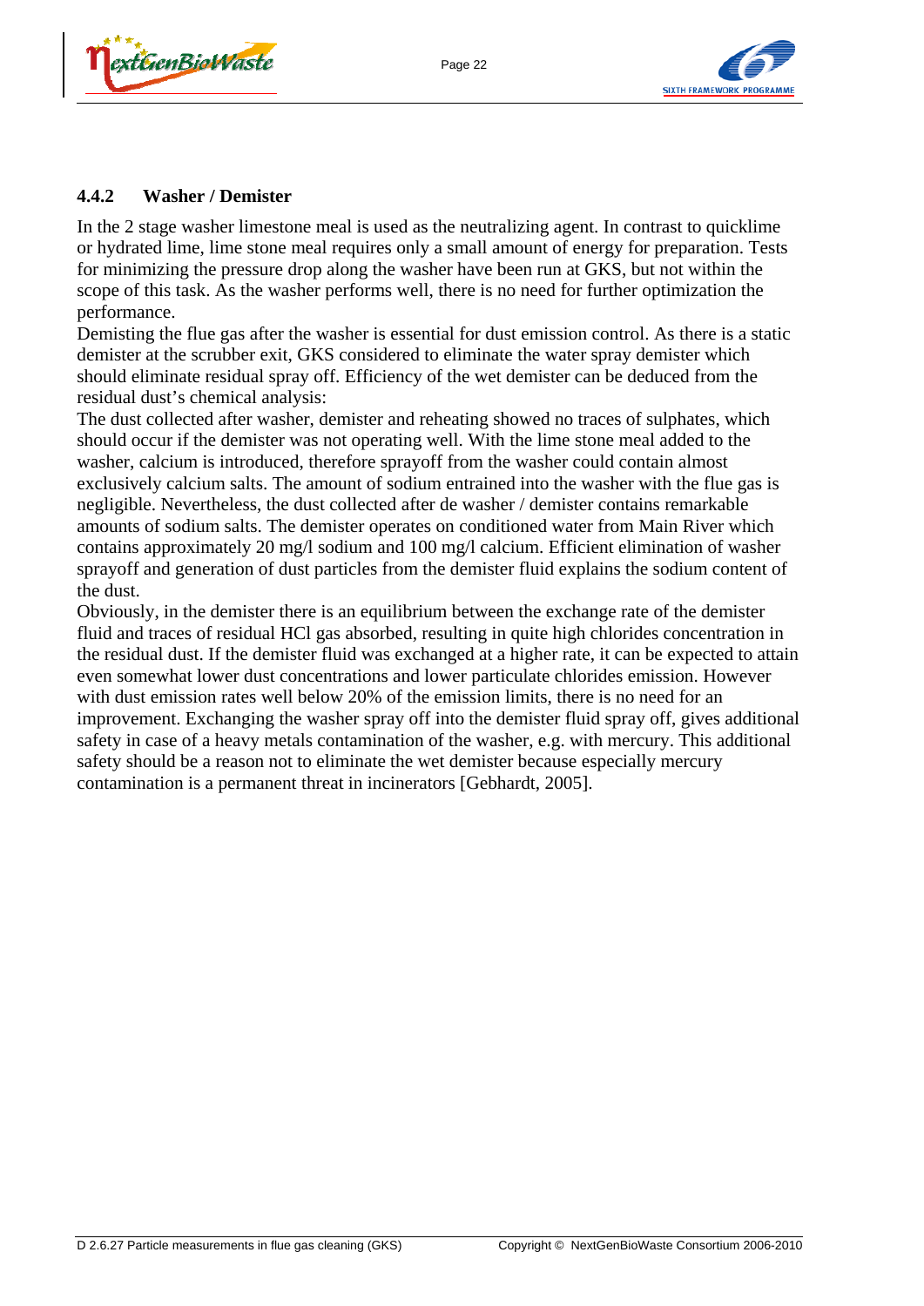### 4.4.2 Washer / Demister

In the 2 stage washer limestone meal is used as the neutralizing agent. In contrast to quicklime or hydrated lime, lime stone meal requires only a small amount of energy for preparation. Tests for minimizing the pressure drop along the washer have been run at GKS, but not within the scope of this task. As the washer performs well, there is no need for further optimization the performance.

Demisting the flue gas after the washer is essential for dust emission control. As there is a static demister at the scrubber exit, GKS considered to eliminate the water spray demister which should eliminate residual spray off. Efficiency of the wet demister can be deduced from the residual dust's chemical analysis:

The dust collected after washer, demister and reheating showed no traces of sulphates, which should occur if the demister was not operating well. With the lime stone meal added to the washer, calcium is introduced, therefore sprayoff from the washer could contain almost exclusively calcium salts. The amount of sodium entrained into the washer with the flue gas is negligible. Nevertheless, the dust collected after de washer / demister contains remarkable amounts of sodium salts. The demister operates on conditioned water from Main River which contains approximately 20 mg/l sodium and 100 mg/l calcium. Efficient elimination of washer sprayoff and generation of dust particles from the demister fluid explains the sodium content of the dust.

Obviously, in the demister there is an equilibrium between the exchange rate of the demister fluid and traces of residual HCl gas absorbed, resulting in quite high chlorides concentration in the residual dust. If the demister fluid was exchanged at a higher rate, it can be expected to attain even somewhat lower dust concentrations and lower particulate chlorides emission. However with dust emission rates well below 20% of the emission limits, there is no need for an improvement. Exchanging the washer spray off into the demister fluid spray off, gives additional safety in case of a heavy metals contamination of the washer, e.g. with mercury. This additional safety should be a reason not to eliminate the wet demister because especially mercury contamination is a permanent threat in incinerators [Gebhardt, 2005].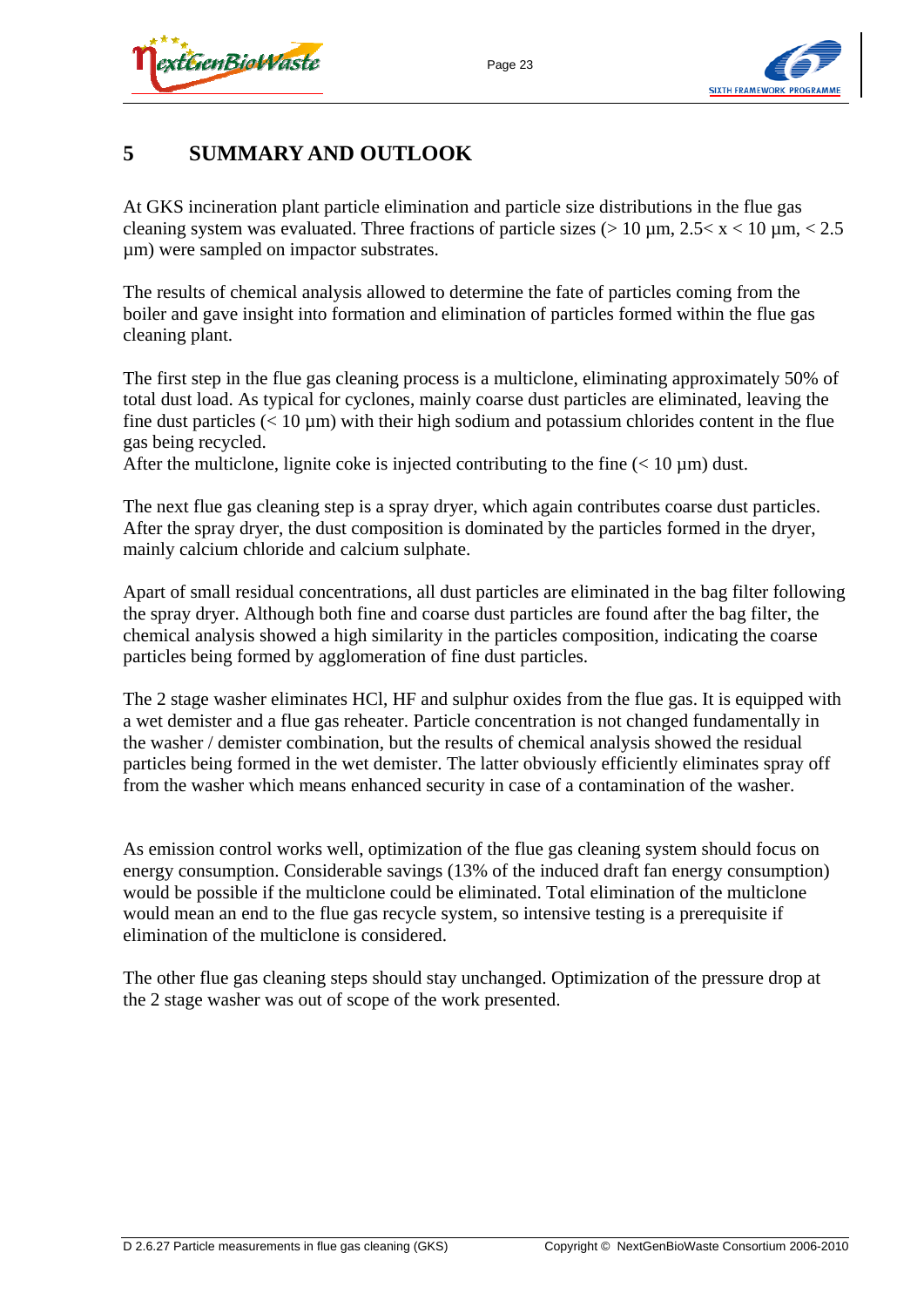# 5 SUMMARY AND OUTLOOK

At GKS incineration plant particle elimination and particle size distributions in the flue gas cleaning system was evaluated. Three fractions of particle sizes (> 10 µm, 2.5< x < 10 µm, < 2.5 µm) were sampled on impactor substrates.

The results of chemical analysis allowed to determine the fate of particles coming from the boiler and gave insight into formation and elimination of particles formed within the flue gas cleaning plant.

The first step in the flue gas cleaning process is a multiclone, eliminating approximately 50% of total dust load. As typical for cyclones, mainly coarse dust particles are eliminated, leaving the fine dust particles (< 10 µm) with their high sodium and potassium chlorides content in the flue gas being recycled.
After the multiclone, lignite coke is injected contributing to the fine (< 10 µm) dust.

The next flue gas cleaning step is a spray dryer, which again contributes coarse dust particles. After the spray dryer, the dust composition is dominated by the particles formed in the dryer, mainly calcium chloride and calcium sulphate.

Apart of small residual concentrations, all dust particles are eliminated in the bag filter following the spray dryer. Although both fine and coarse dust particles are found after the bag filter, the chemical analysis showed a high similarity in the particles composition, indicating the coarse particles being formed by agglomeration of fine dust particles.

The 2 stage washer eliminates HCl, HF and sulphur oxides from the flue gas. It is equipped with a wet demister and a flue gas reheater. Particle concentration is not changed fundamentally in the washer / demister combination, but the results of chemical analysis showed the residual particles being formed in the wet demister. The latter obviously efficiently eliminates spray off from the washer which means enhanced security in case of a contamination of the washer.

As emission control works well, optimization of the flue gas cleaning system should focus on energy consumption. Considerable savings (13% of the induced draft fan energy consumption) would be possible if the multiclone could be eliminated. Total elimination of the multiclone would mean an end to the flue gas recycle system, so intensive testing is a prerequisite if elimination of the multiclone is considered.

The other flue gas cleaning steps should stay unchanged. Optimization of the pressure drop at the 2 stage washer was out of scope of the work presented.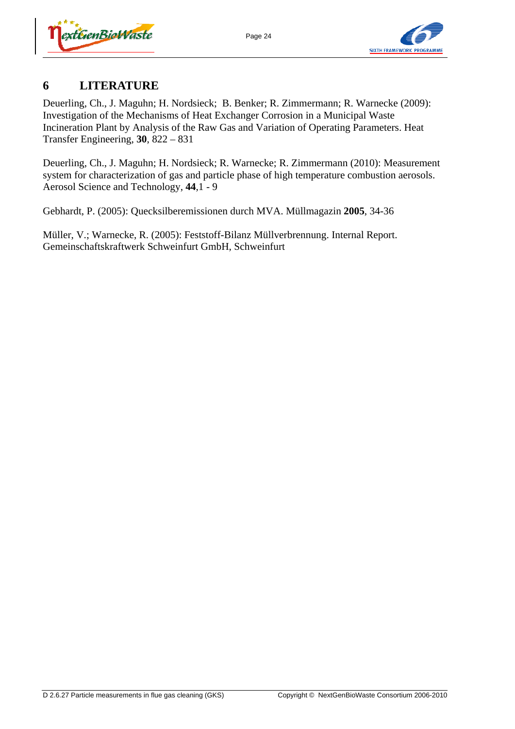# 6 LITERATURE

Deuerling, Ch., J. Maguhn; H. Nordsieck; B. Benker; R. Zimmermann; R. Warnecke (2009): Investigation of the Mechanisms of Heat Exchanger Corrosion in a Municipal Waste Incineration Plant by Analysis of the Raw Gas and Variation of Operating Parameters. Heat Transfer Engineering, **30**, 822 – 831

Deuerling, Ch., J. Maguhn; H. Nordsieck; R. Warnecke; R. Zimmermann (2010): Measurement system for characterization of gas and particle phase of high temperature combustion aerosols. Aerosol Science and Technology, **44**,1 - 9

Gebhardt, P. (2005): Quecksilberemissionen durch MVA. Müllmagazin **2005**, 34-36

Müller, V.; Warnecke, R. (2005): Feststoff-Bilanz Müllverbrennung. Internal Report. Gemeinschaftskraftwerk Schweinfurt GmbH, Schweinfurt